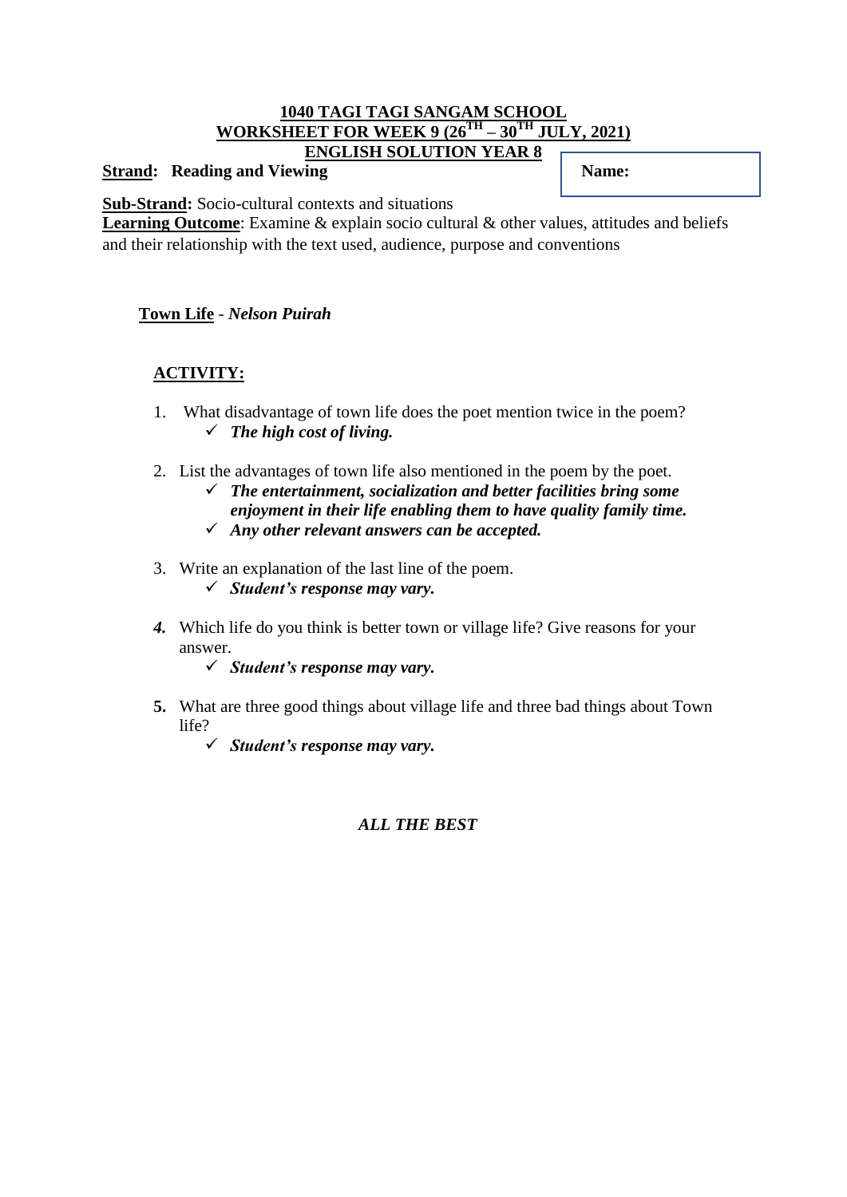**1040 TAGI TAGI SANGAM SCHOOL**
**WORKSHEET FOR WEEK 9 (26TH – 30TH JULY, 2021)**
**ENGLISH SOLUTION YEAR 8**

**Strand: Reading and Viewing**

**Name:**

**Sub-Strand:** Socio-cultural contexts and situations

**Learning Outcome**: Examine & explain socio cultural & other values, attitudes and beliefs and their relationship with the text used, audience, purpose and conventions

**Town Life** - *Nelson Puirah*

## ACTIVITY:

1. What disadvantage of town life does the poet mention twice in the poem?
   - ✓ ***The high cost of living.***

2. List the advantages of town life also mentioned in the poem by the poet.
   - ✓ ***The entertainment, socialization and better facilities bring some enjoyment in their life enabling them to have quality family time.***
   - ✓ ***Any other relevant answers can be accepted.***

3. Write an explanation of the last line of the poem.
   - ✓ ***Student's response may vary.***

4. Which life do you think is better town or village life? Give reasons for your answer.
   - ✓ ***Student's response may vary.***

5. What are three good things about village life and three bad things about Town life?
   - ✓ ***Student's response may vary.***

***ALL THE BEST***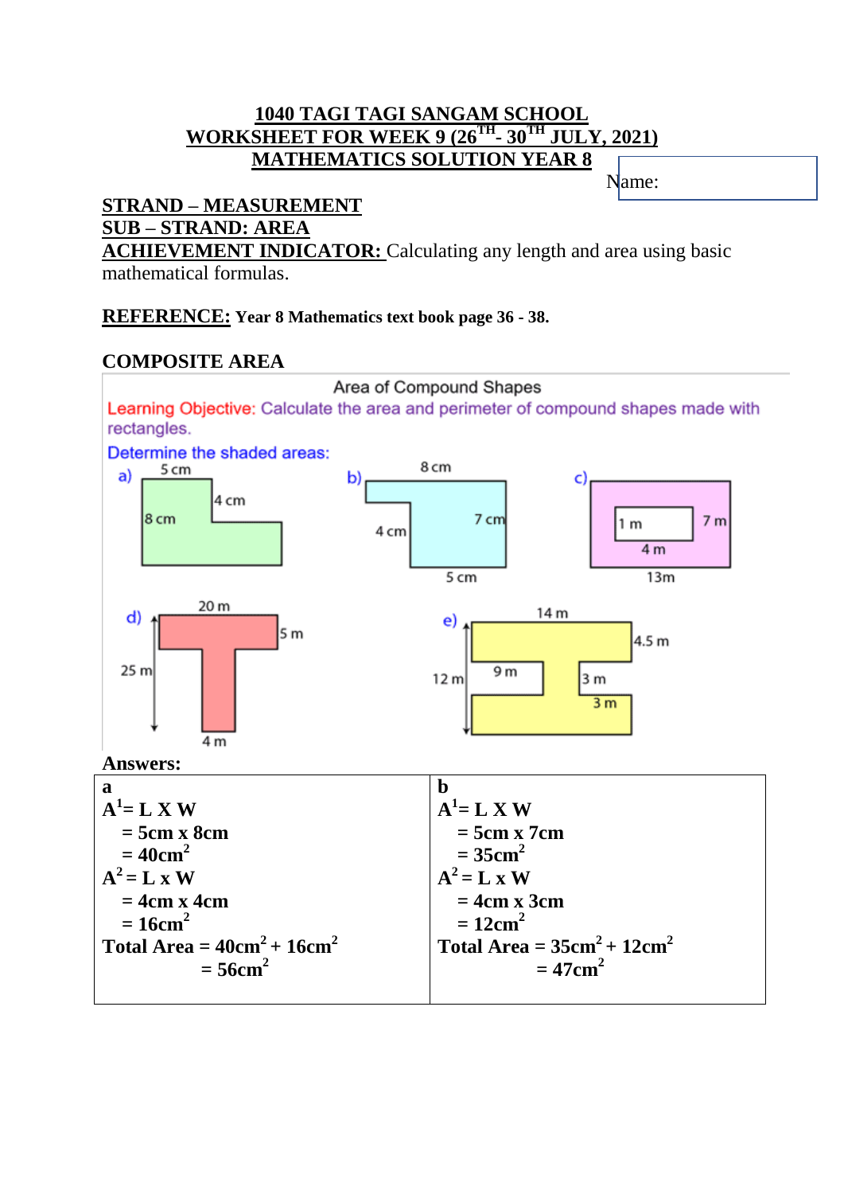# 1040 TAGI TAGI SANGAM SCHOOL
## WORKSHEET FOR WEEK 9 (26TH - 30TH JULY, 2021)
## MATHEMATICS SOLUTION YEAR 8

Name:

**STRAND – MEASUREMENT**
**SUB – STRAND: AREA**
**ACHIEVEMENT INDICATOR:** Calculating any length and area using basic mathematical formulas.

**REFERENCE:** **Year 8 Mathematics text book page 36 - 38.**

### COMPOSITE AREA

Area of Compound Shapes

Learning Objective: Calculate the area and perimeter of compound shapes made with rectangles.

Determine the shaded areas:

a) 5 cm, 4 cm, 8 cm

b) 8 cm, 4 cm, 7 cm, 5 cm

c) 1 m, 7 m, 4 m, 13m

d) 20 m, 5 m, 25 m, 4 m

e) 14 m, 4.5 m, 12 m, 9 m, 3 m, 3 m

**Answers:**

| a | b |
|---|---|
| $A^1 = L \times W$<br>$= 5cm \times 8cm$<br>$= 40cm^2$<br>$A^2 = L \times W$<br>$= 4cm \times 4cm$<br>$= 16cm^2$<br>Total Area $= 40cm^2 + 16cm^2$<br>$= 56cm^2$ | $A^1 = L \times W$<br>$= 5cm \times 7cm$<br>$= 35cm^2$<br>$A^2 = L \times W$<br>$= 4cm \times 3cm$<br>$= 12cm^2$<br>Total Area $= 35cm^2 + 12cm^2$<br>$= 47cm^2$ |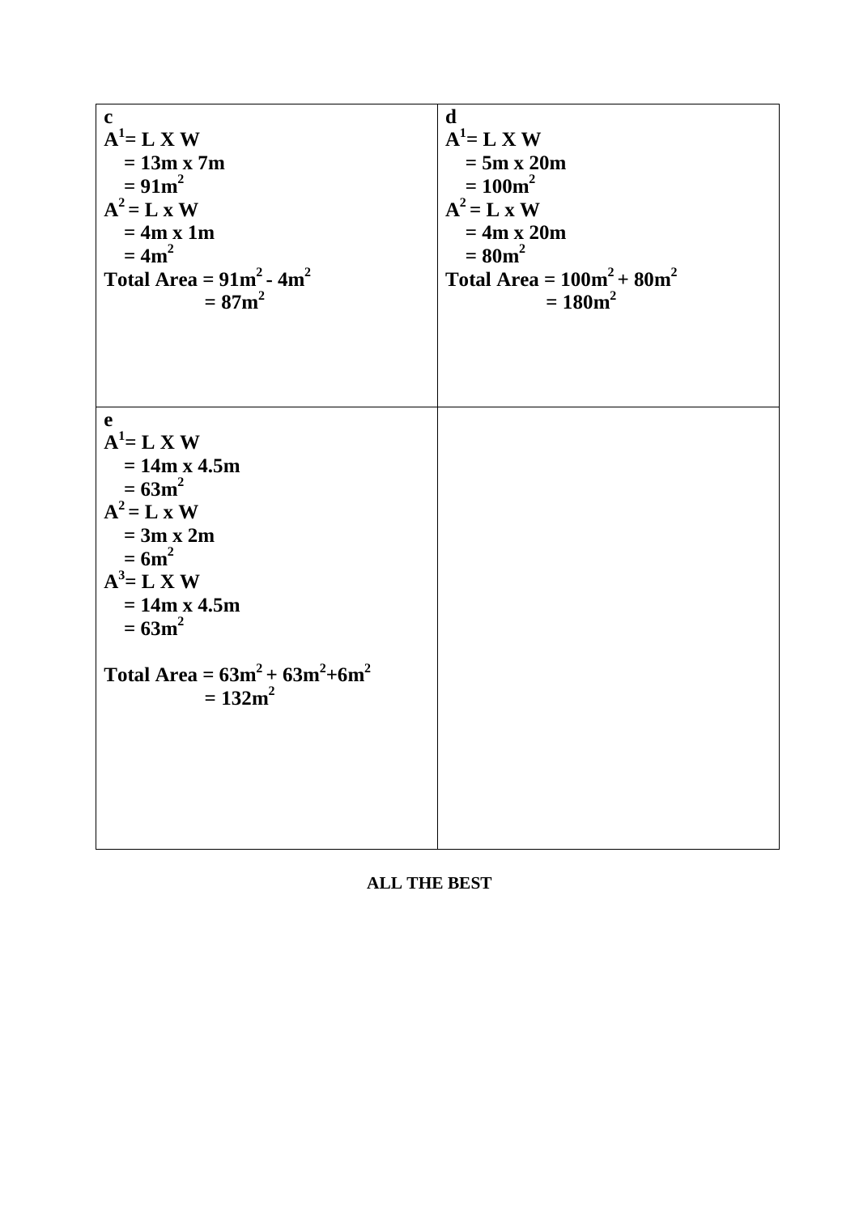| **c**<br>$A^1 = L \times W$<br>$= 13m \times 7m$<br>$= 91m^2$<br>$A^2 = L \times W$<br>$= 4m \times 1m$<br>$= 4m^2$<br>Total Area $= 91m^2 - 4m^2$<br>$= 87m^2$ | **d**<br>$A^1 = L \times W$<br>$= 5m \times 20m$<br>$= 100m^2$<br>$A^2 = L \times W$<br>$= 4m \times 20m$<br>$= 80m^2$<br>Total Area $= 100m^2 + 80m^2$<br>$= 180m^2$ |
|---|---|
| **e**<br>$A^1 = L \times W$<br>$= 14m \times 4.5m$<br>$= 63m^2$<br>$A^2 = L \times W$<br>$= 3m \times 2m$<br>$= 6m^2$<br>$A^3 = L \times W$<br>$= 14m \times 4.5m$<br>$= 63m^2$<br><br>Total Area $= 63m^2 + 63m^2 + 6m^2$<br>$= 132m^2$ | |

**ALL THE BEST**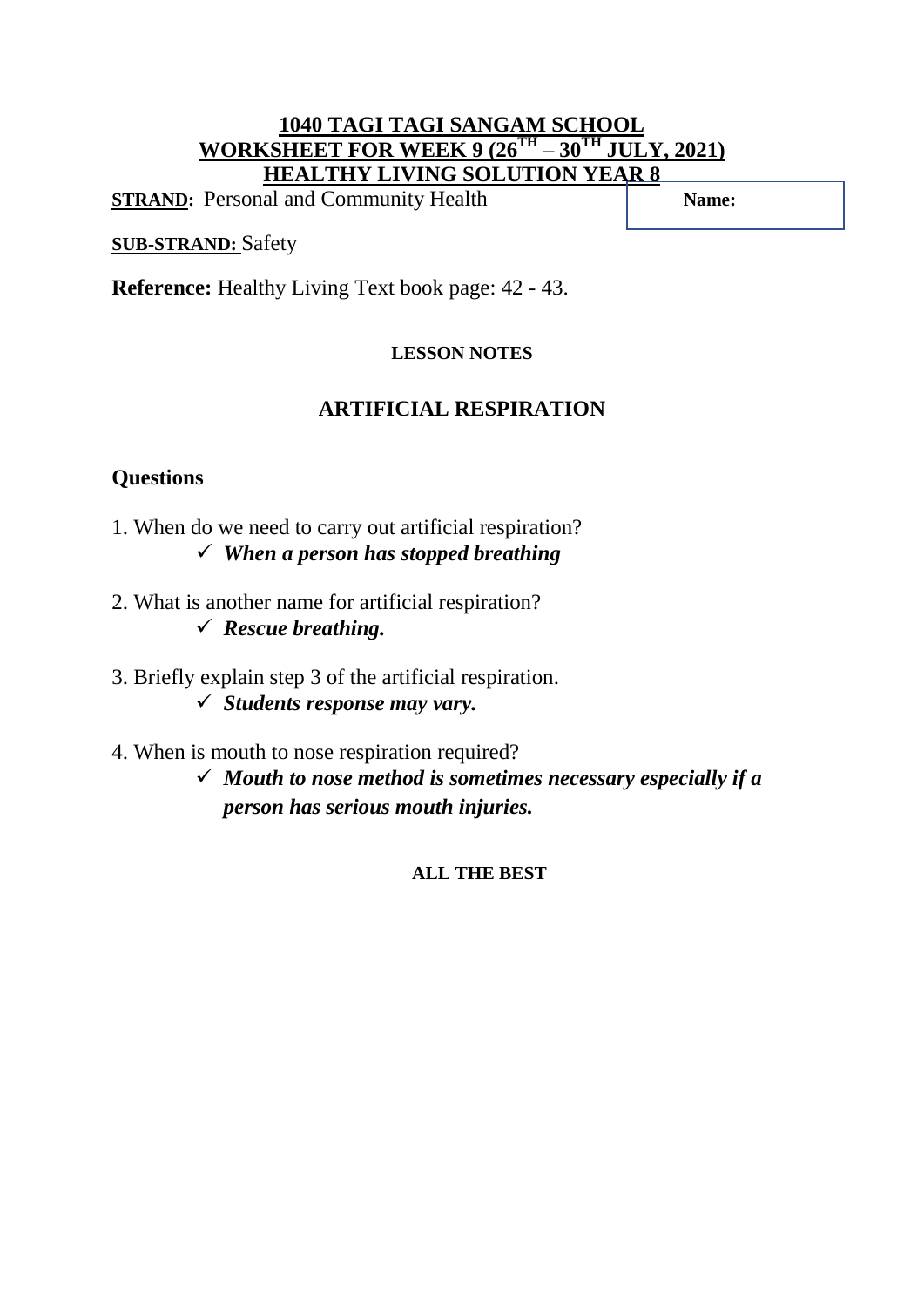# 1040 TAGI TAGI SANGAM SCHOOL
# WORKSHEET FOR WEEK 9 (26TH – 30TH JULY, 2021)
# HEALTHY LIVING SOLUTION YEAR 8

**STRAND:** Personal and Community Health

**Name:**

**SUB-STRAND:** Safety

**Reference:** Healthy Living Text book page: 42 - 43.

**LESSON NOTES**

## ARTIFICIAL RESPIRATION

### Questions

1. When do we need to carry out artificial respiration?
   - ✓ ***When a person has stopped breathing***

2. What is another name for artificial respiration?
   - ✓ ***Rescue breathing.***

3. Briefly explain step 3 of the artificial respiration.
   - ✓ ***Students response may vary.***

4. When is mouth to nose respiration required?
   - ✓ ***Mouth to nose method is sometimes necessary especially if a person has serious mouth injuries.***

**ALL THE BEST**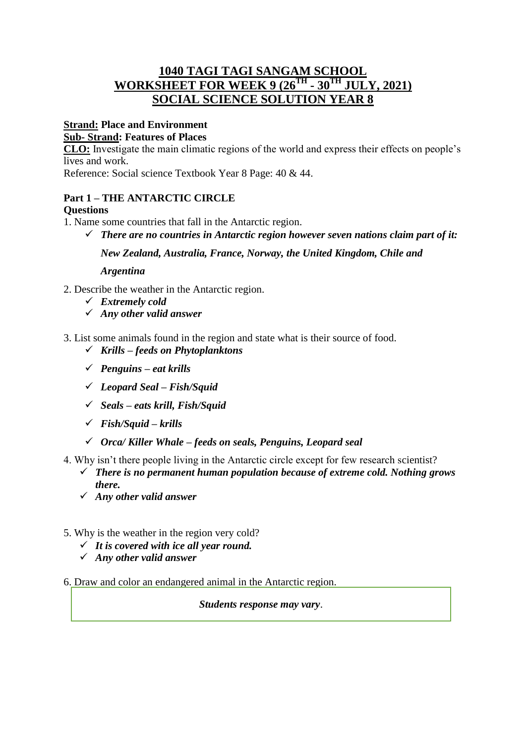# 1040 TAGI TAGI SANGAM SCHOOL
# WORKSHEET FOR WEEK 9 (26TH - 30TH JULY, 2021)
# SOCIAL SCIENCE SOLUTION YEAR 8

**Strand: Place and Environment**

**Sub- Strand: Features of Places**

**CLO:** Investigate the main climatic regions of the world and express their effects on people's lives and work.

Reference: Social science Textbook Year 8 Page: 40 & 44.

**Part 1 – THE ANTARCTIC CIRCLE**

**Questions**

1. Name some countries that fall in the Antarctic region.
   - ✓ ***There are no countries in Antarctic region however seven nations claim part of it: New Zealand, Australia, France, Norway, the United Kingdom, Chile and Argentina***

2. Describe the weather in the Antarctic region.
   - ✓ ***Extremely cold***
   - ✓ ***Any other valid answer***

3. List some animals found in the region and state what is their source of food.
   - ✓ ***Krills – feeds on Phytoplanktons***
   - ✓ ***Penguins – eat krills***
   - ✓ ***Leopard Seal – Fish/Squid***
   - ✓ ***Seals – eats krill, Fish/Squid***
   - ✓ ***Fish/Squid – krills***
   - ✓ ***Orca/ Killer Whale – feeds on seals, Penguins, Leopard seal***

4. Why isn't there people living in the Antarctic circle except for few research scientist?
   - ✓ ***There is no permanent human population because of extreme cold. Nothing grows there.***
   - ✓ ***Any other valid answer***

5. Why is the weather in the region very cold?
   - ✓ ***It is covered with ice all year round.***
   - ✓ ***Any other valid answer***

6. Draw and color an endangered animal in the Antarctic region.

***Students response may vary***.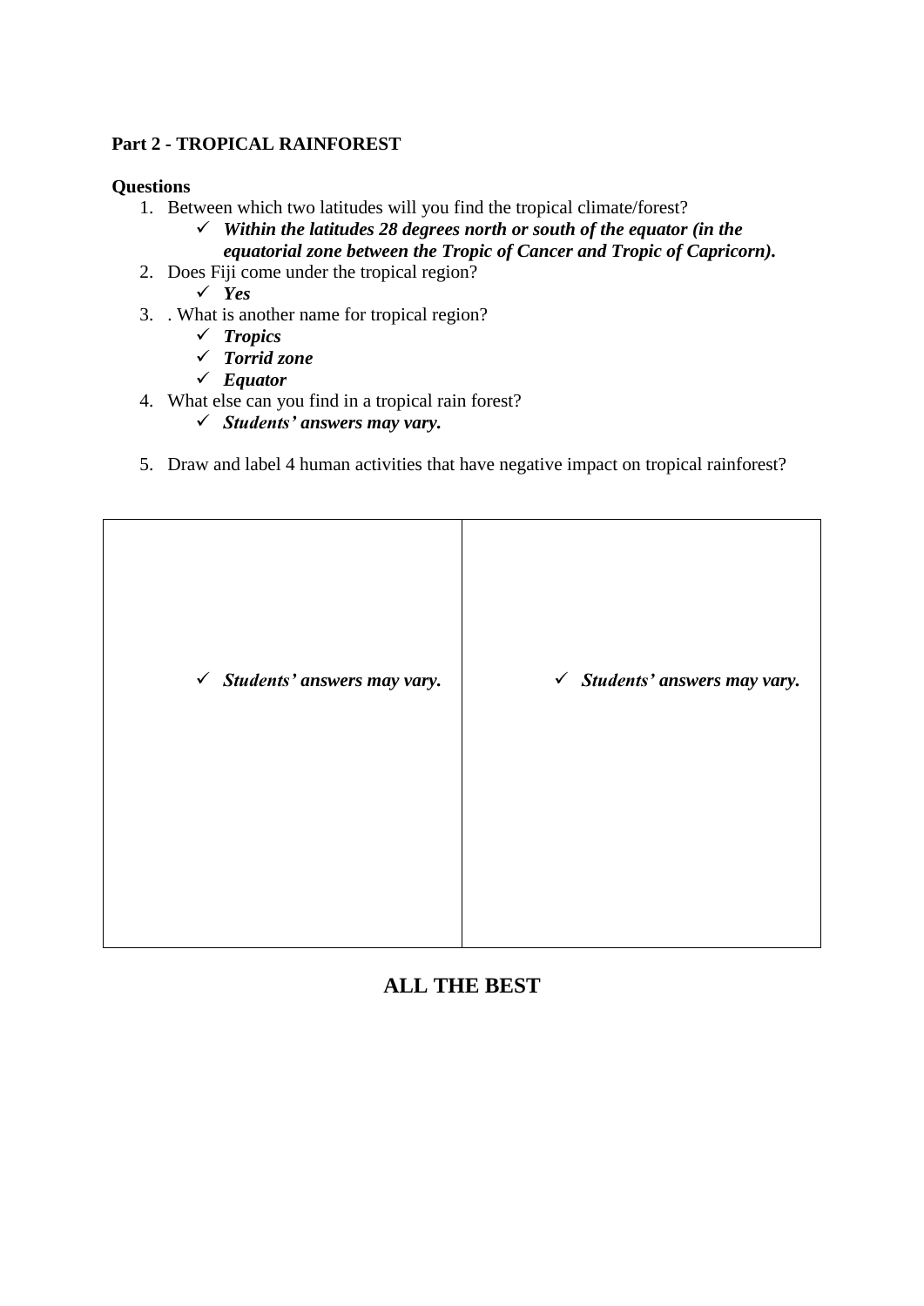**Part 2 - TROPICAL RAINFOREST**

**Questions**

1. Between which two latitudes will you find the tropical climate/forest?
   - ✓ ***Within the latitudes 28 degrees north or south of the equator (in the equatorial zone between the Tropic of Cancer and Tropic of Capricorn).***
2. Does Fiji come under the tropical region?
   - ✓ ***Yes***
3. . What is another name for tropical region?
   - ✓ ***Tropics***
   - ✓ ***Torrid zone***
   - ✓ ***Equator***
4. What else can you find in a tropical rain forest?
   - ✓ ***Students' answers may vary.***
5. Draw and label 4 human activities that have negative impact on tropical rainforest?

| | |
|---|---|
| ✓ ***Students' answers may vary.*** | ✓ ***Students' answers may vary.*** |

**ALL THE BEST**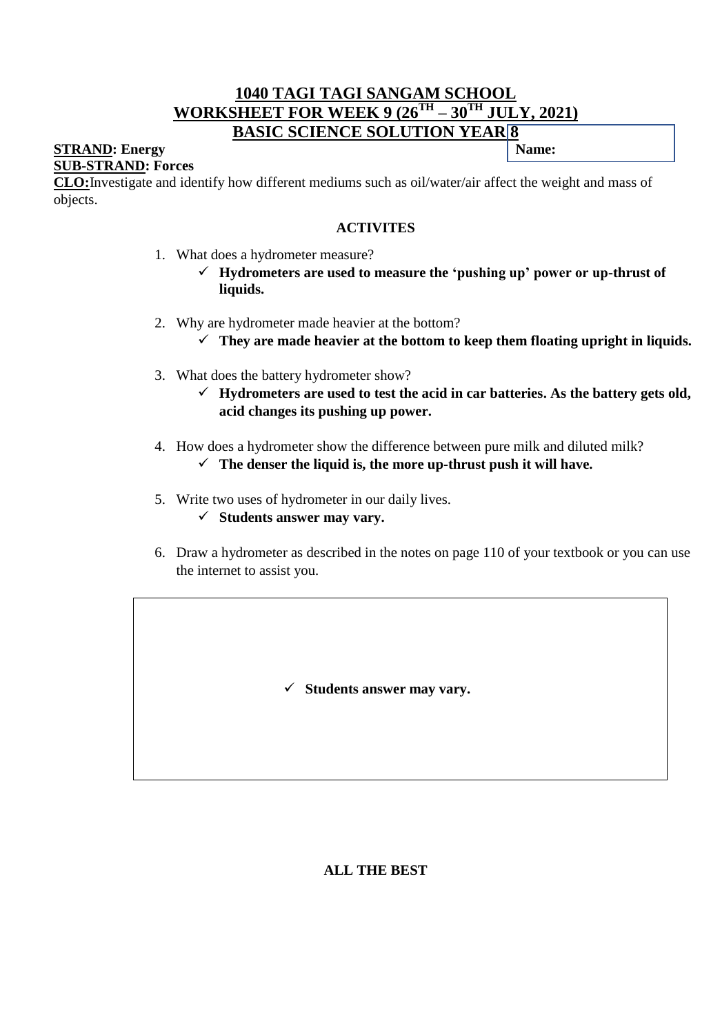# 1040 TAGI TAGI SANGAM SCHOOL
## WORKSHEET FOR WEEK 9 (26TH – 30TH JULY, 2021)
## BASIC SCIENCE SOLUTION YEAR 8

**Name:**

**STRAND: Energy**
**SUB-STRAND: Forces**
**CLO:** Investigate and identify how different mediums such as oil/water/air affect the weight and mass of objects.

**ACTIVITES**

1. What does a hydrometer measure?
   - ✓ **Hydrometers are used to measure the 'pushing up' power or up-thrust of liquids.**
2. Why are hydrometer made heavier at the bottom?
   - ✓ **They are made heavier at the bottom to keep them floating upright in liquids.**
3. What does the battery hydrometer show?
   - ✓ **Hydrometers are used to test the acid in car batteries. As the battery gets old, acid changes its pushing up power.**
4. How does a hydrometer show the difference between pure milk and diluted milk?
   - ✓ **The denser the liquid is, the more up-thrust push it will have.**
5. Write two uses of hydrometer in our daily lives.
   - ✓ **Students answer may vary.**
6. Draw a hydrometer as described in the notes on page 110 of your textbook or you can use the internet to assist you.

   ✓ **Students answer may vary.**

**ALL THE BEST**